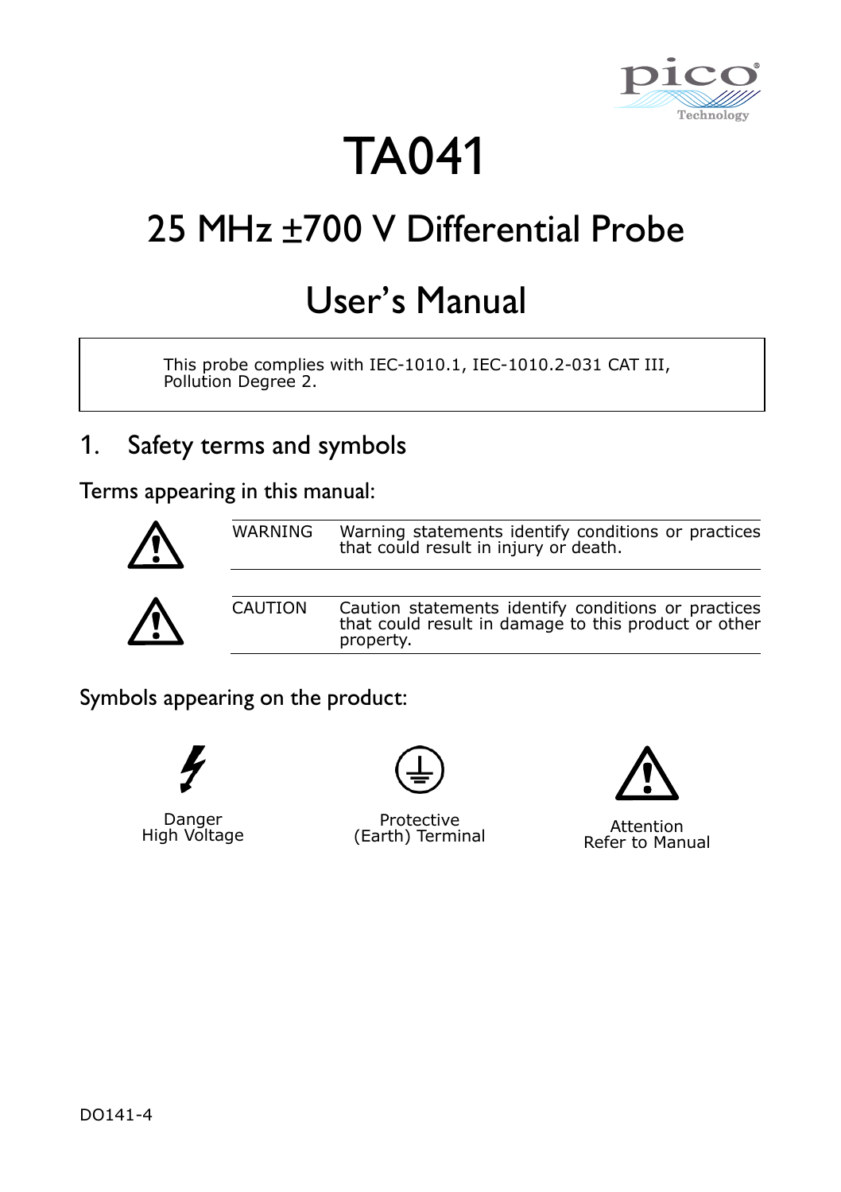# TA041

## 25 MHz ±700 V Differential Probe

## User's Manual

> This probe complies with IEC-1010.1, IEC-1010.2-031 CAT III, Pollution Degree 2.

## 1. Safety terms and symbols

### Terms appearing in this manual:

| | |
|---|---|
| WARNING | Warning statements identify conditions or practices that could result in injury or death. |
| CAUTION | Caution statements identify conditions or practices that could result in damage to this product or other property. |

### Symbols appearing on the product:

Danger
High Voltage

Protective
(Earth) Terminal

Attention
Refer to Manual

DO141-4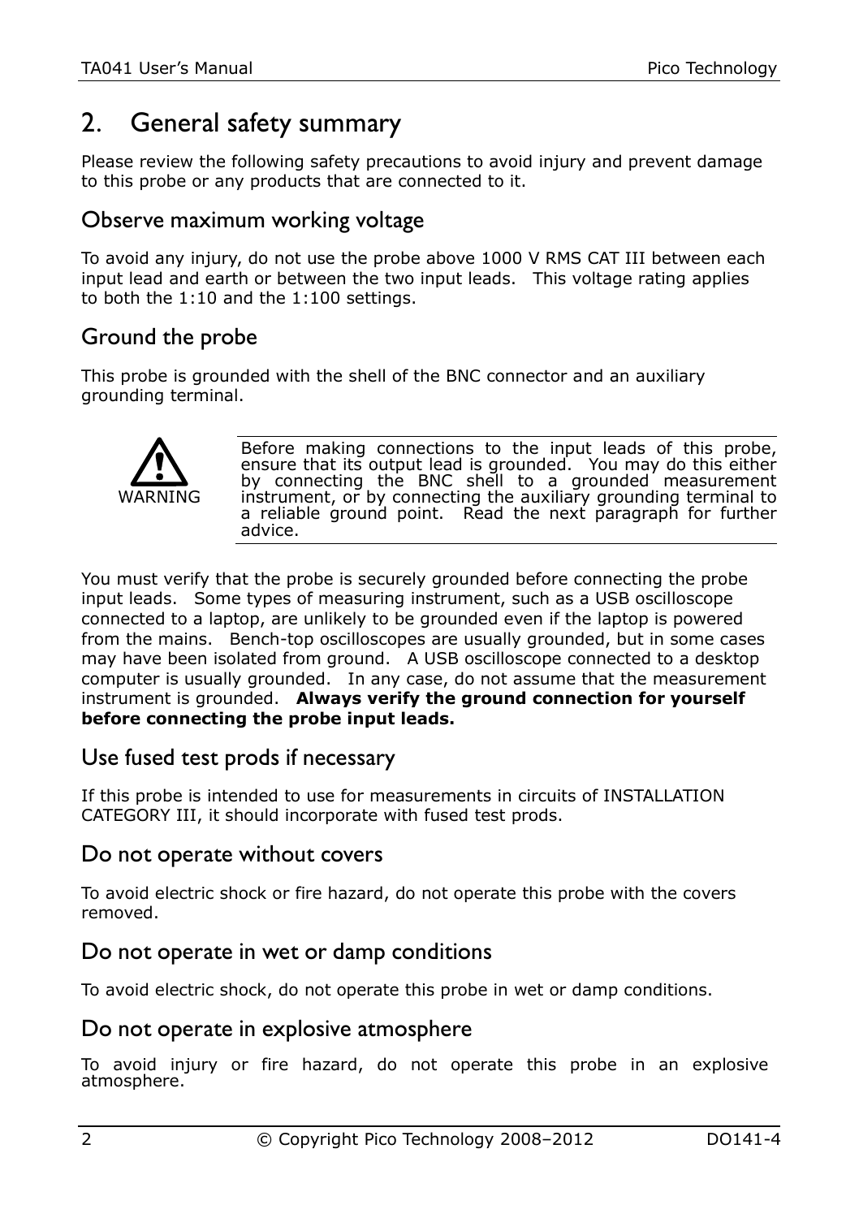## 2. General safety summary

Please review the following safety precautions to avoid injury and prevent damage to this probe or any products that are connected to it.

### Observe maximum working voltage

To avoid any injury, do not use the probe above 1000 V RMS CAT III between each input lead and earth or between the two input leads. This voltage rating applies to both the 1:10 and the 1:100 settings.

### Ground the probe

This probe is grounded with the shell of the BNC connector and an auxiliary grounding terminal.

**WARNING**

Before making connections to the input leads of this probe, ensure that its output lead is grounded. You may do this either by connecting the BNC shell to a grounded measurement instrument, or by connecting the auxiliary grounding terminal to a reliable ground point. Read the next paragraph for further advice.

You must verify that the probe is securely grounded before connecting the probe input leads. Some types of measuring instrument, such as a USB oscilloscope connected to a laptop, are unlikely to be grounded even if the laptop is powered from the mains. Bench-top oscilloscopes are usually grounded, but in some cases may have been isolated from ground. A USB oscilloscope connected to a desktop computer is usually grounded. In any case, do not assume that the measurement instrument is grounded. **Always verify the ground connection for yourself before connecting the probe input leads.**

### Use fused test prods if necessary

If this probe is intended to use for measurements in circuits of INSTALLATION CATEGORY III, it should incorporate with fused test prods.

### Do not operate without covers

To avoid electric shock or fire hazard, do not operate this probe with the covers removed.

### Do not operate in wet or damp conditions

To avoid electric shock, do not operate this probe in wet or damp conditions.

### Do not operate in explosive atmosphere

To avoid injury or fire hazard, do not operate this probe in an explosive atmosphere.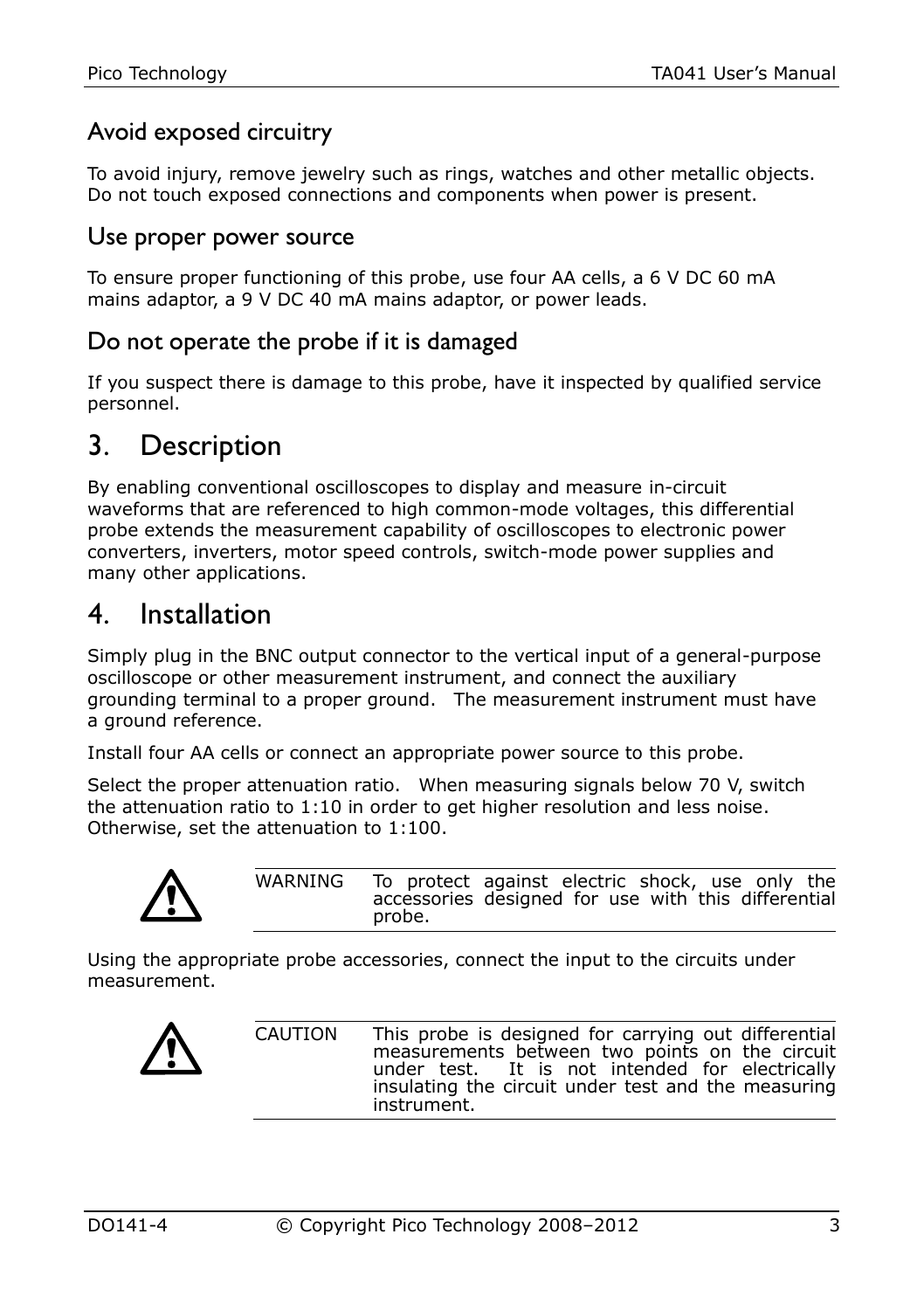### Avoid exposed circuitry

To avoid injury, remove jewelry such as rings, watches and other metallic objects. Do not touch exposed connections and components when power is present.

### Use proper power source

To ensure proper functioning of this probe, use four AA cells, a 6 V DC 60 mA mains adaptor, a 9 V DC 40 mA mains adaptor, or power leads.

### Do not operate the probe if it is damaged

If you suspect there is damage to this probe, have it inspected by qualified service personnel.

## 3. Description

By enabling conventional oscilloscopes to display and measure in-circuit waveforms that are referenced to high common-mode voltages, this differential probe extends the measurement capability of oscilloscopes to electronic power converters, inverters, motor speed controls, switch-mode power supplies and many other applications.

## 4. Installation

Simply plug in the BNC output connector to the vertical input of a general-purpose oscilloscope or other measurement instrument, and connect the auxiliary grounding terminal to a proper ground. The measurement instrument must have a ground reference.

Install four AA cells or connect an appropriate power source to this probe.

Select the proper attenuation ratio. When measuring signals below 70 V, switch the attenuation ratio to 1:10 in order to get higher resolution and less noise. Otherwise, set the attenuation to 1:100.

| WARNING | To protect against electric shock, use only the accessories designed for use with this differential probe. |
|---|---|

Using the appropriate probe accessories, connect the input to the circuits under measurement.

| CAUTION | This probe is designed for carrying out differential measurements between two points on the circuit under test. It is not intended for electrically insulating the circuit under test and the measuring instrument. |
|---|---|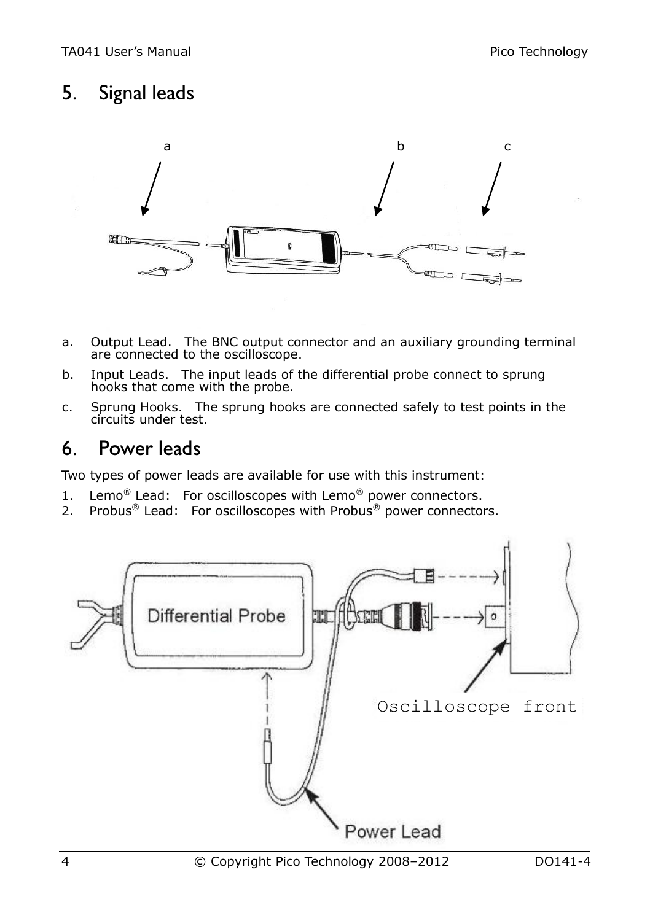# 5. Signal leads

a. Output Lead. The BNC output connector and an auxiliary grounding terminal are connected to the oscilloscope.

b. Input Leads. The input leads of the differential probe connect to sprung hooks that come with the probe.

c. Sprung Hooks. The sprung hooks are connected safely to test points in the circuits under test.

# 6. Power leads

Two types of power leads are available for use with this instrument:

1. Lemo® Lead: For oscilloscopes with Lemo® power connectors.
2. Probus® Lead: For oscilloscopes with Probus® power connectors.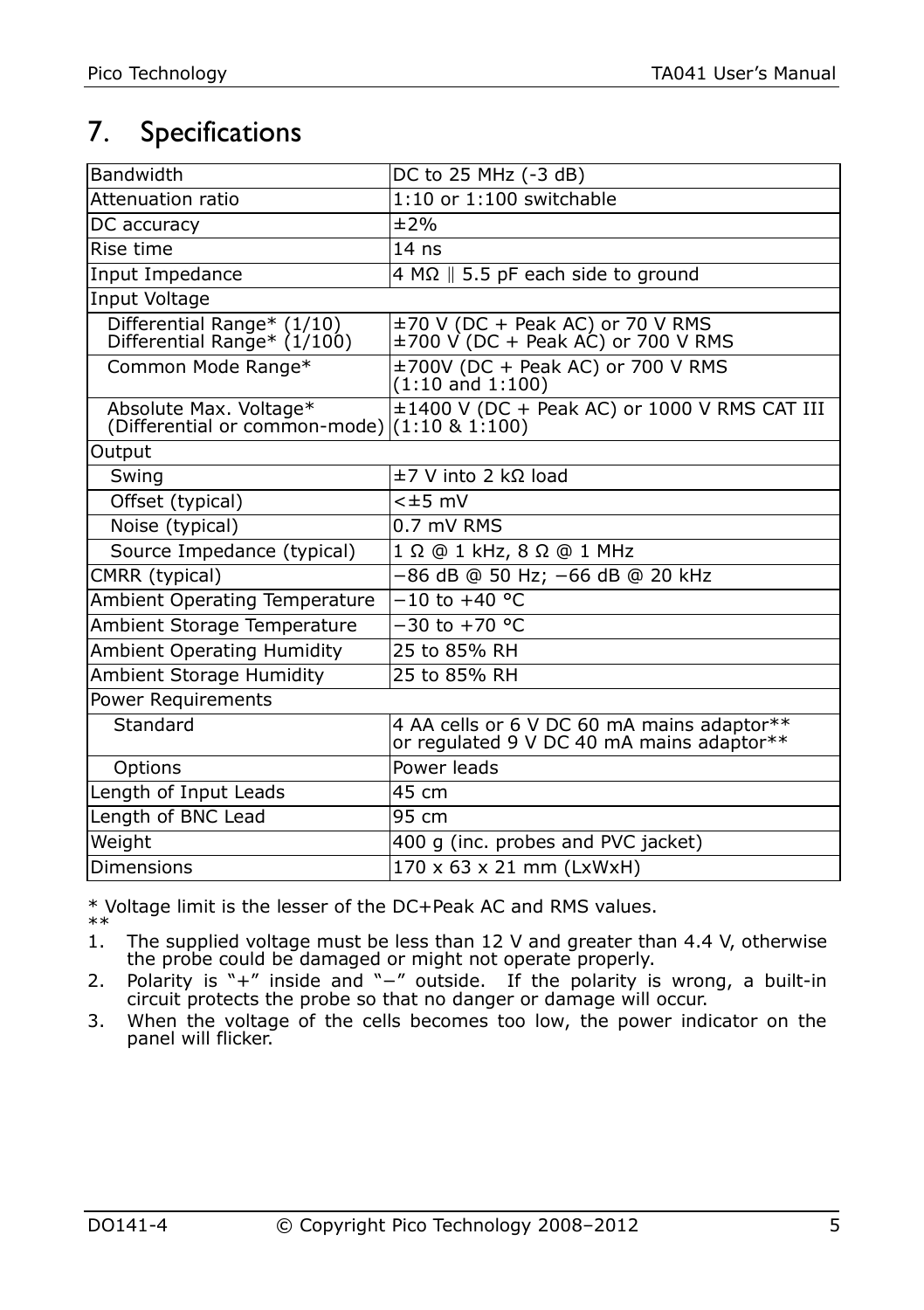# 7. Specifications

| | |
|---|---|
| Bandwidth | DC to 25 MHz (-3 dB) |
| Attenuation ratio | 1:10 or 1:100 switchable |
| DC accuracy | ±2% |
| Rise time | 14 ns |
| Input Impedance | 4 MΩ ‖ 5.5 pF each side to ground |
| Input Voltage | |
| Differential Range* (1/10)<br>Differential Range* (1/100) | ±70 V (DC + Peak AC) or 70 V RMS<br>±700 V (DC + Peak AC) or 700 V RMS |
| Common Mode Range* | ±700V (DC + Peak AC) or 700 V RMS (1:10 and 1:100) |
| Absolute Max. Voltage* (Differential or common-mode) | ±1400 V (DC + Peak AC) or 1000 V RMS CAT III (1:10 & 1:100) |
| Output | |
| Swing | ±7 V into 2 kΩ load |
| Offset (typical) | <±5 mV |
| Noise (typical) | 0.7 mV RMS |
| Source Impedance (typical) | 1 Ω @ 1 kHz, 8 Ω @ 1 MHz |
| CMRR (typical) | −86 dB @ 50 Hz; −66 dB @ 20 kHz |
| Ambient Operating Temperature | −10 to +40 °C |
| Ambient Storage Temperature | −30 to +70 °C |
| Ambient Operating Humidity | 25 to 85% RH |
| Ambient Storage Humidity | 25 to 85% RH |
| Power Requirements | |
| Standard | 4 AA cells or 6 V DC 60 mA mains adaptor** or regulated 9 V DC 40 mA mains adaptor** |
| Options | Power leads |
| Length of Input Leads | 45 cm |
| Length of BNC Lead | 95 cm |
| Weight | 400 g (inc. probes and PVC jacket) |
| Dimensions | 170 x 63 x 21 mm (LxWxH) |

\* Voltage limit is the lesser of the DC+Peak AC and RMS values.

**

1. The supplied voltage must be less than 12 V and greater than 4.4 V, otherwise the probe could be damaged or might not operate properly.
2. Polarity is "+" inside and "−" outside. If the polarity is wrong, a built-in circuit protects the probe so that no danger or damage will occur.
3. When the voltage of the cells becomes too low, the power indicator on the panel will flicker.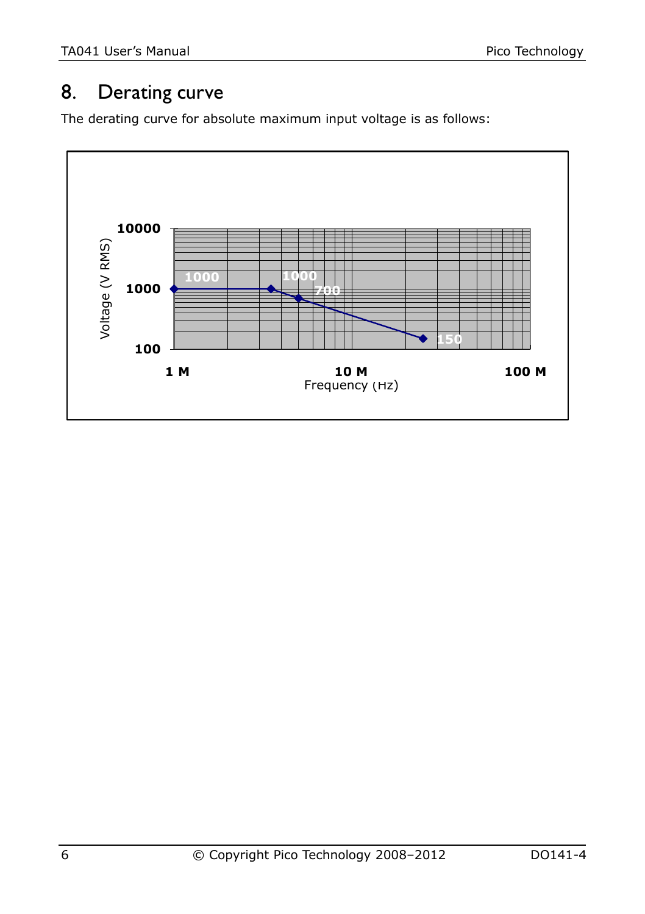# 8. Derating curve

The derating curve for absolute maximum input voltage is as follows: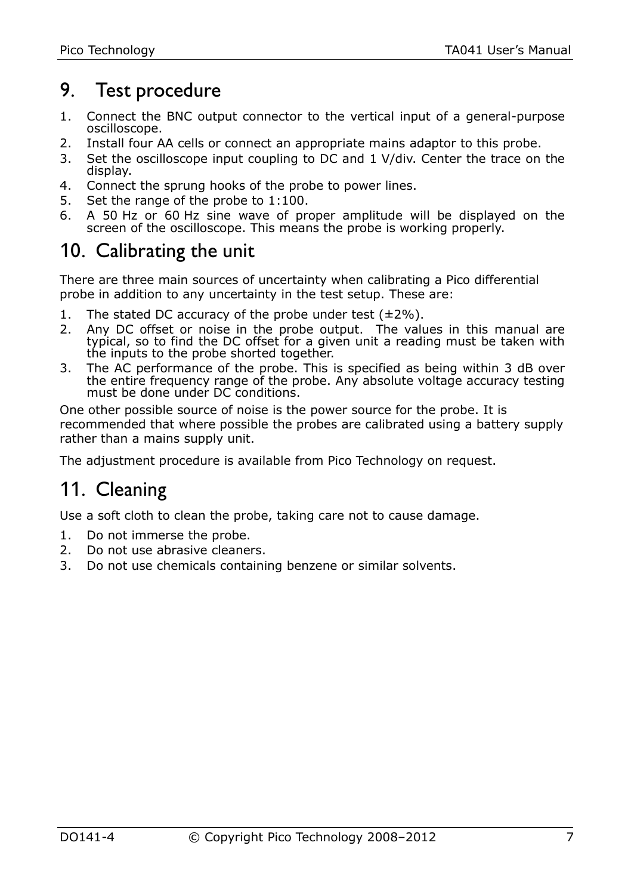# 9. Test procedure

1. Connect the BNC output connector to the vertical input of a general-purpose oscilloscope.
2. Install four AA cells or connect an appropriate mains adaptor to this probe.
3. Set the oscilloscope input coupling to DC and 1 V/div. Center the trace on the display.
4. Connect the sprung hooks of the probe to power lines.
5. Set the range of the probe to 1:100.
6. A 50 Hz or 60 Hz sine wave of proper amplitude will be displayed on the screen of the oscilloscope. This means the probe is working properly.

# 10. Calibrating the unit

There are three main sources of uncertainty when calibrating a Pico differential probe in addition to any uncertainty in the test setup. These are:

1. The stated DC accuracy of the probe under test (±2%).
2. Any DC offset or noise in the probe output. The values in this manual are typical, so to find the DC offset for a given unit a reading must be taken with the inputs to the probe shorted together.
3. The AC performance of the probe. This is specified as being within 3 dB over the entire frequency range of the probe. Any absolute voltage accuracy testing must be done under DC conditions.

One other possible source of noise is the power source for the probe. It is recommended that where possible the probes are calibrated using a battery supply rather than a mains supply unit.

The adjustment procedure is available from Pico Technology on request.

# 11. Cleaning

Use a soft cloth to clean the probe, taking care not to cause damage.

1. Do not immerse the probe.
2. Do not use abrasive cleaners.
3. Do not use chemicals containing benzene or similar solvents.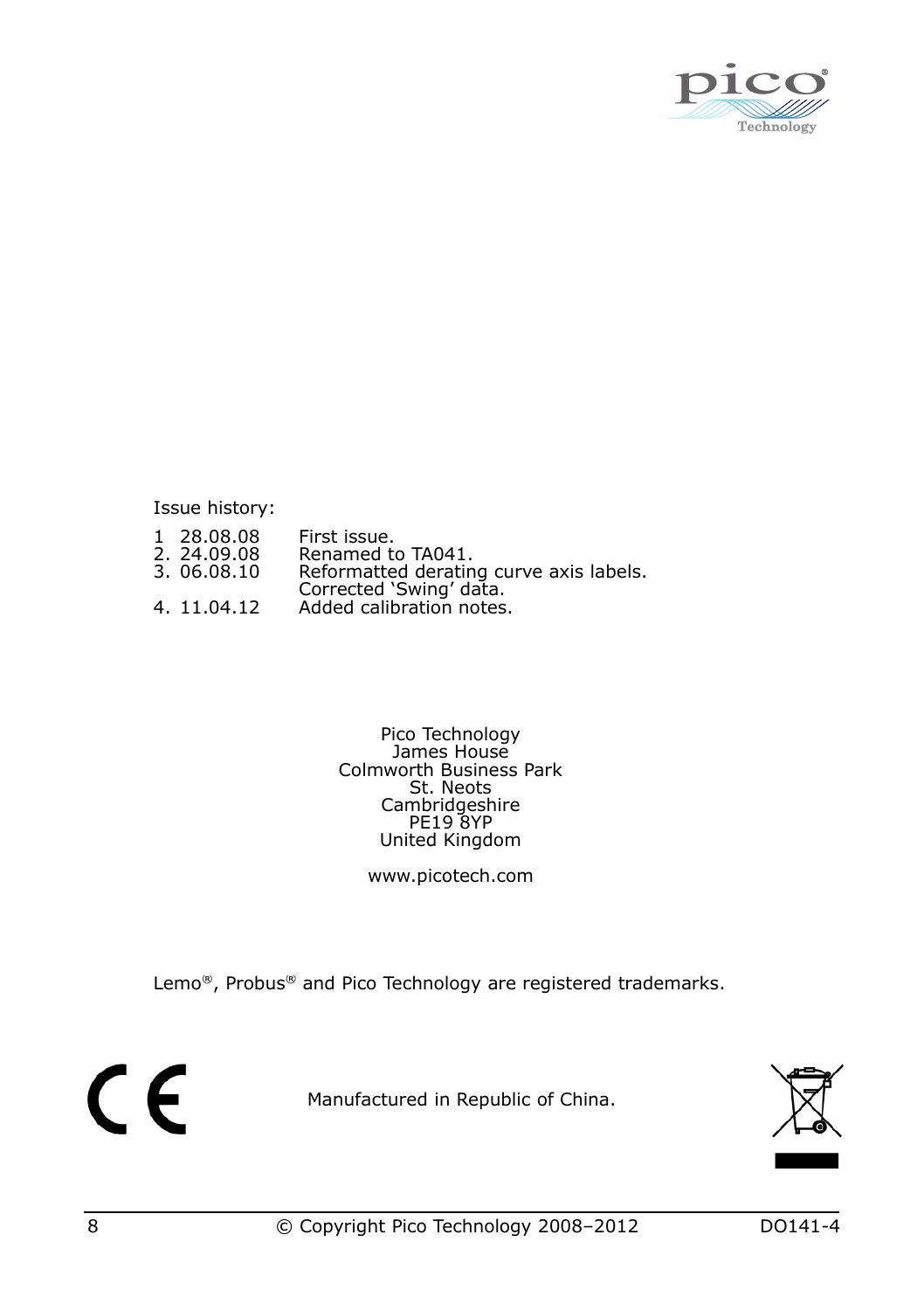Issue history:

| | | |
|---|---|---|
| 1 | 28.08.08 | First issue. |
| 2. | 24.09.08 | Renamed to TA041. |
| 3. | 06.08.10 | Reformatted derating curve axis labels. Corrected 'Swing' data. |
| 4. | 11.04.12 | Added calibration notes. |

Pico Technology
James House
Colmworth Business Park
St. Neots
Cambridgeshire
PE19 8YP
United Kingdom

www.picotech.com

Lemo®, Probus® and Pico Technology are registered trademarks.

Manufactured in Republic of China.

© Copyright Pico Technology 2008–2012

DO141-4